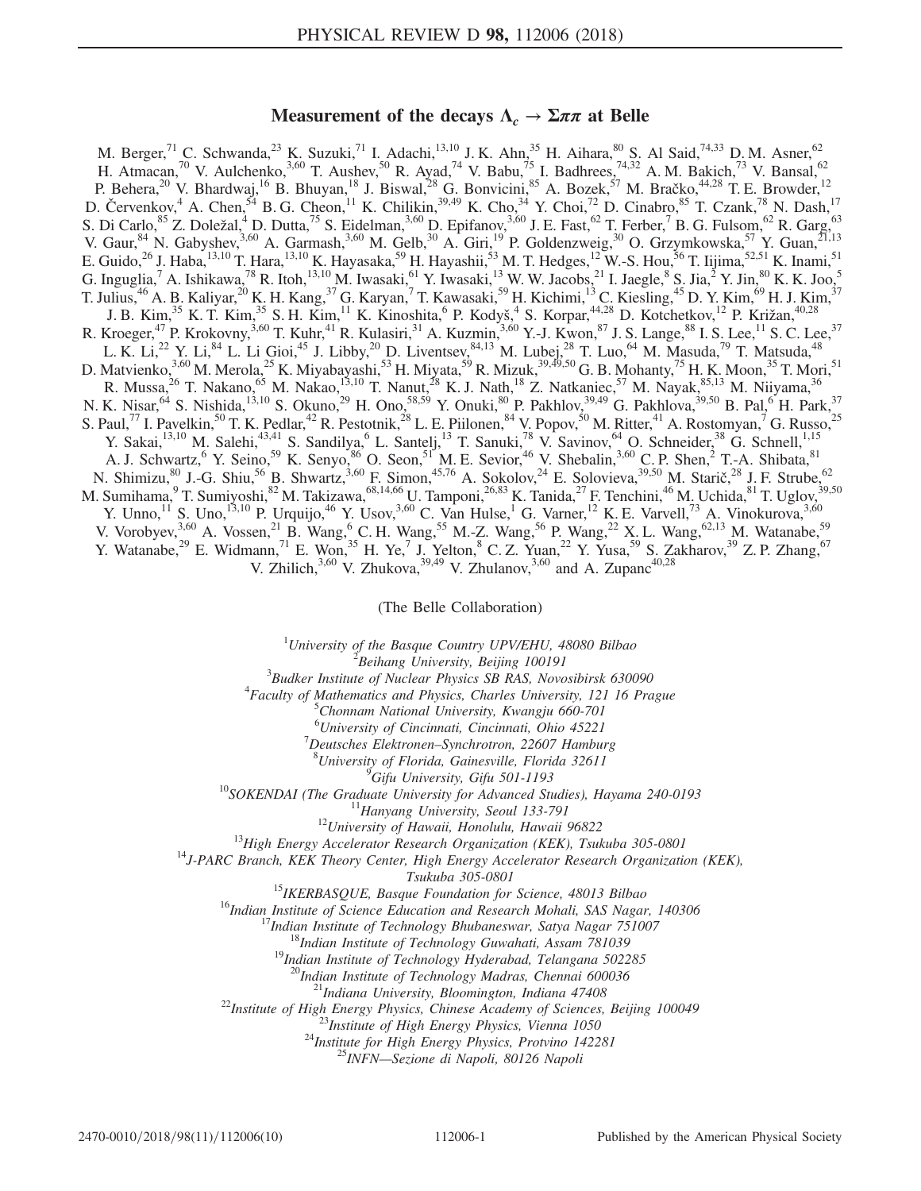# Measurement of the decays $\Lambda_c \to \Sigma\pi\pi$ at Belle

M. Berger,[71] C. Schwanda,[23] K. Suzuki,[71] I. Adachi,[13,10] J. K. Ahn,[35] H. Aihara,[80] S. Al Said,[74,33] D. M. Asner,[62] H. Atmacan,[70] V. Aulchenko,[3,60] T. Aushev,[50] R. Ayad,[74] V. Babu,[75] I. Badhrees,[74,32] A. M. Bakich,[73] V. Bansal,[62] P. Behera,[20] V. Bhardwaj,[16] B. Bhuyan,[18] J. Biswal,[28] G. Bonvicini,[85] A. Bozek,[57] M. Bračko,[44,28] T. E. Browder,[12] D. Červenkov,[4] A. Chen,[54] B. G. Cheon,[11] K. Chilikin,[39,49] K. Cho,[34] Y. Choi,[72] D. Cinabro,[85] T. Czank,[78] N. Dash,[17] S. Di Carlo,[85] Z. Doležal,[4] D. Dutta,[75] S. Eidelman,[3,60] D. Epifanov,[3,60] J. E. Fast,[62] T. Ferber,[7] B. G. Fulsom,[62] R. Garg,[63] V. Gaur,[84] N. Gabyshev,[3,60] A. Garmash,[3,60] M. Gelb,[30] A. Giri,[19] P. Goldenzweig,[30] O. Grzymkowska,[57] Y. Guan,[21,13] E. Guido,[26] J. Haba,[13,10] T. Hara,[13,10] K. Hayasaka,[59] H. Hayashii,[53] M. T. Hedges,[12] W.-S. Hou,[56] T. Iijima,[52,51] K. Inami,[51] G. Inguglia,[7] A. Ishikawa,[78] R. Itoh,[13,10] M. Iwasaki,[61] Y. Iwasaki,[13] W. W. Jacobs,[21] I. Jaegle,[8] S. Jia,[2] Y. Jin,[80] K. K. Joo,[5] T. Julius,[46] A. B. Kaliyar,[20] K. H. Kang,[37] G. Karyan,[7] T. Kawasaki,[59] H. Kichimi,[13] C. Kiesling,[45] D. Y. Kim,[69] H. J. Kim,[37] J. B. Kim,[35] K. T. Kim,[35] S. H. Kim,[11] K. Kinoshita,[6] P. Kodyš,[4] S. Korpar,[44,28] D. Kotchetkov,[12] P. Križan,[40,28] R. Kroeger,[47] P. Krokovny,[3,60] T. Kuhr,[41] R. Kulasiri,[31] A. Kuzmin,[3,60] Y.-J. Kwon,[87] J. S. Lange,[88] I. S. Lee,[11] S. C. Lee,[37] L. K. Li,[22] Y. Li,[84] L. Li Gioi,[45] J. Libby,[20] D. Liventsev,[84,13] M. Lubej,[28] T. Luo,[64] M. Masuda,[79] T. Matsuda,[48] D. Matvienko,[3,60] M. Merola,[25] K. Miyabayashi,[53] H. Miyata,[59] R. Mizuk,[39,49,50] G. B. Mohanty,[75] H. K. Moon,[35] T. Mori,[51] R. Mussa,[26] T. Nakano,[65] M. Nakao,[13,10] T. Nanut,[28] K. J. Nath,[18] Z. Natkaniec,[57] M. Nayak,[85,13] M. Niiyama,[36] N. K. Nisar,[64] S. Nishida,[13,10] S. Okuno,[29] H. Ono,[58,59] Y. Onuki,[80] P. Pakhlov,[39,49] G. Pakhlova,[39,50] B. Pal,[6] H. Park,[37] S. Paul,[77] I. Pavelkin,[50] T. K. Pedlar,[42] R. Pestotnik,[28] L. E. Piilonen,[84] V. Popov,[50] M. Ritter,[41] A. Rostomyan,[7] G. Russo,[25] Y. Sakai,[13,10] M. Salehi,[43,41] S. Sandilya,[6] L. Santelj,[13] T. Sanuki,[78] V. Savinov,[64] O. Schneider,[38] G. Schnell,[1,15] A. J. Schwartz,[6] Y. Seino,[59] K. Senyo,[86] O. Seon,[51] M. E. Sevior,[46] V. Shebalin,[3,60] C. P. Shen,[2] T.-A. Shibata,[81] N. Shimizu,[80] J.-G. Shiu,[56] B. Shwartz,[3,60] F. Simon,[45,76] A. Sokolov,[24] E. Solovieva,[39,50] M. Starič,[28] J. F. Strube,[62] M. Sumihama,[9] T. Sumiyoshi,[82] M. Takizawa,[68,14,66] U. Tamponi,[26,83] K. Tanida,[27] F. Tenchini,[46] M. Uchida,[81] T. Uglov,[39,50] Y. Unno,[11] S. Uno,[13,10] P. Urquijo,[46] Y. Usov,[3,60] C. Van Hulse,[1] G. Varner,[12] K. E. Varvell,[73] A. Vinokurova,[3,60] V. Vorobyev,[3,60] A. Vossen,[21] B. Wang,[6] C. H. Wang,[55] M.-Z. Wang,[56] P. Wang,[22] X. L. Wang,[62,13] M. Watanabe,[59] Y. Watanabe,[29] E. Widmann,[71] E. Won,[35] H. Ye,[7] J. Yelton,[8] C. Z. Yuan,[22] Y. Yusa,[59] S. Zakharov,[39] Z. P. Zhang,[67] V. Zhilich,[3,60] V. Zhukova,[39,49] V. Zhulanov,[3,60] and A. Zupanc[40,28]

(The Belle Collaboration)

[1]*University of the Basque Country UPV/EHU, 48080 Bilbao*
[2]*Beihang University, Beijing 100191*
[3]*Budker Institute of Nuclear Physics SB RAS, Novosibirsk 630090*
[4]*Faculty of Mathematics and Physics, Charles University, 121 16 Prague*
[5]*Chonnam National University, Kwangju 660-701*
[6]*University of Cincinnati, Cincinnati, Ohio 45221*
[7]*Deutsches Elektronen–Synchrotron, 22607 Hamburg*
[8]*University of Florida, Gainesville, Florida 32611*
[9]*Gifu University, Gifu 501-1193*
[10]*SOKENDAI (The Graduate University for Advanced Studies), Hayama 240-0193*
[11]*Hanyang University, Seoul 133-791*
[12]*University of Hawaii, Honolulu, Hawaii 96822*
[13]*High Energy Accelerator Research Organization (KEK), Tsukuba 305-0801*
[14]*J-PARC Branch, KEK Theory Center, High Energy Accelerator Research Organization (KEK), Tsukuba 305-0801*
[15]*IKERBASQUE, Basque Foundation for Science, 48013 Bilbao*
[16]*Indian Institute of Science Education and Research Mohali, SAS Nagar, 140306*
[17]*Indian Institute of Technology Bhubaneswar, Satya Nagar 751007*
[18]*Indian Institute of Technology Guwahati, Assam 781039*
[19]*Indian Institute of Technology Hyderabad, Telangana 502285*
[20]*Indian Institute of Technology Madras, Chennai 600036*
[21]*Indiana University, Bloomington, Indiana 47408*
[22]*Institute of High Energy Physics, Chinese Academy of Sciences, Beijing 100049*
[23]*Institute of High Energy Physics, Vienna 1050*
[24]*Institute for High Energy Physics, Protvino 142281*
[25]*INFN—Sezione di Napoli, 80126 Napoli*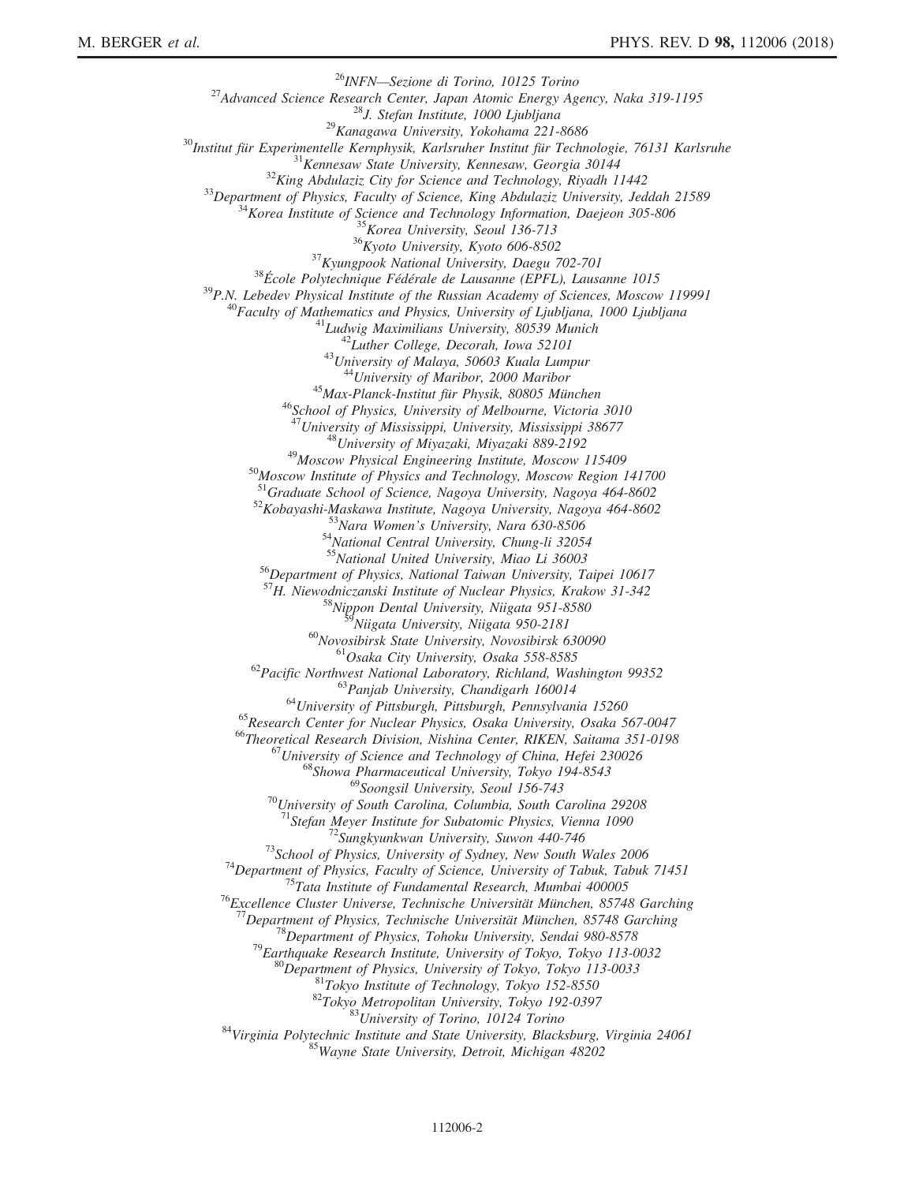[26]INFN—Sezione di Torino, 10125 Torino
[27]Advanced Science Research Center, Japan Atomic Energy Agency, Naka 319-1195
[28]J. Stefan Institute, 1000 Ljubljana
[29]Kanagawa University, Yokohama 221-8686
[30]Institut für Experimentelle Kernphysik, Karlsruher Institut für Technologie, 76131 Karlsruhe
[31]Kennesaw State University, Kennesaw, Georgia 30144
[32]King Abdulaziz City for Science and Technology, Riyadh 11442
[33]Department of Physics, Faculty of Science, King Abdulaziz University, Jeddah 21589
[34]Korea Institute of Science and Technology Information, Daejeon 305-806
[35]Korea University, Seoul 136-713
[36]Kyoto University, Kyoto 606-8502
[37]Kyungpook National University, Daegu 702-701
[38]École Polytechnique Fédérale de Lausanne (EPFL), Lausanne 1015
[39]P.N. Lebedev Physical Institute of the Russian Academy of Sciences, Moscow 119991
[40]Faculty of Mathematics and Physics, University of Ljubljana, 1000 Ljubljana
[41]Ludwig Maximilians University, 80539 Munich
[42]Luther College, Decorah, Iowa 52101
[43]University of Malaya, 50603 Kuala Lumpur
[44]University of Maribor, 2000 Maribor
[45]Max-Planck-Institut für Physik, 80805 München
[46]School of Physics, University of Melbourne, Victoria 3010
[47]University of Mississippi, University, Mississippi 38677
[48]University of Miyazaki, Miyazaki 889-2192
[49]Moscow Physical Engineering Institute, Moscow 115409
[50]Moscow Institute of Physics and Technology, Moscow Region 141700
[51]Graduate School of Science, Nagoya University, Nagoya 464-8602
[52]Kobayashi-Maskawa Institute, Nagoya University, Nagoya 464-8602
[53]Nara Women's University, Nara 630-8506
[54]National Central University, Chung-li 32054
[55]National United University, Miao Li 36003
[56]Department of Physics, National Taiwan University, Taipei 10617
[57]H. Niewodniczanski Institute of Nuclear Physics, Krakow 31-342
[58]Nippon Dental University, Niigata 951-8580
[59]Niigata University, Niigata 950-2181
[60]Novosibirsk State University, Novosibirsk 630090
[61]Osaka City University, Osaka 558-8585
[62]Pacific Northwest National Laboratory, Richland, Washington 99352
[63]Panjab University, Chandigarh 160014
[64]University of Pittsburgh, Pittsburgh, Pennsylvania 15260
[65]Research Center for Nuclear Physics, Osaka University, Osaka 567-0047
[66]Theoretical Research Division, Nishina Center, RIKEN, Saitama 351-0198
[67]University of Science and Technology of China, Hefei 230026
[68]Showa Pharmaceutical University, Tokyo 194-8543
[69]Soongsil University, Seoul 156-743
[70]University of South Carolina, Columbia, South Carolina 29208
[71]Stefan Meyer Institute for Subatomic Physics, Vienna 1090
[72]Sungkyunkwan University, Suwon 440-746
[73]School of Physics, University of Sydney, New South Wales 2006
[74]Department of Physics, Faculty of Science, University of Tabuk, Tabuk 71451
[75]Tata Institute of Fundamental Research, Mumbai 400005
[76]Excellence Cluster Universe, Technische Universität München, 85748 Garching
[77]Department of Physics, Technische Universität München, 85748 Garching
[78]Department of Physics, Tohoku University, Sendai 980-8578
[79]Earthquake Research Institute, University of Tokyo, Tokyo 113-0032
[80]Department of Physics, University of Tokyo, Tokyo 113-0033
[81]Tokyo Institute of Technology, Tokyo 152-8550
[82]Tokyo Metropolitan University, Tokyo 192-0397
[83]University of Torino, 10124 Torino
[84]Virginia Polytechnic Institute and State University, Blacksburg, Virginia 24061
[85]Wayne State University, Detroit, Michigan 48202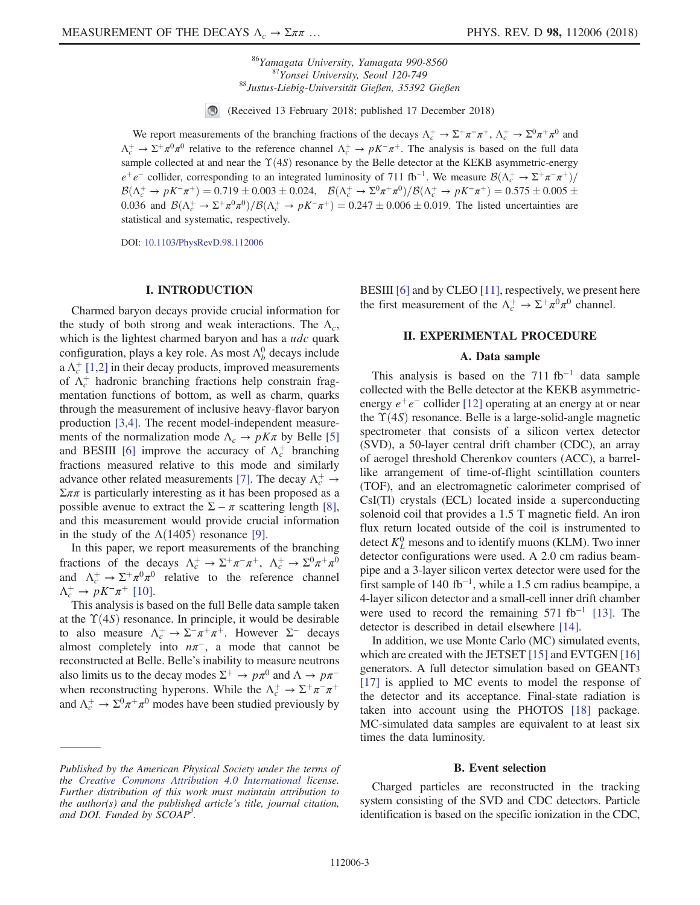[86]Yamagata University, Yamagata 990-8560
[87]Yonsei University, Seoul 120-749
[88]Justus-Liebig-Universität Gießen, 35392 Gießen

(Received 13 February 2018; published 17 December 2018)

We report measurements of the branching fractions of the decays $\Lambda_c^+ \to \Sigma^+\pi^-\pi^+$, $\Lambda_c^+ \to \Sigma^0\pi^+\pi^0$ and $\Lambda_c^+ \to \Sigma^+\pi^0\pi^0$ relative to the reference channel $\Lambda_c^+ \to pK^-\pi^+$. The analysis is based on the full data sample collected at and near the $\Upsilon(4S)$ resonance by the Belle detector at the KEKB asymmetric-energy $e^+e^-$ collider, corresponding to an integrated luminosity of 711 $\mathrm{fb}^{-1}$. We measure $\mathcal{B}(\Lambda_c^+ \to \Sigma^+\pi^-\pi^+)/\mathcal{B}(\Lambda_c^+ \to pK^-\pi^+) = 0.719 \pm 0.003 \pm 0.024$, $\mathcal{B}(\Lambda_c^+ \to \Sigma^0\pi^+\pi^0)/\mathcal{B}(\Lambda_c^+ \to pK^-\pi^+) = 0.575 \pm 0.005 \pm 0.036$ and $\mathcal{B}(\Lambda_c^+ \to \Sigma^+\pi^0\pi^0)/\mathcal{B}(\Lambda_c^+ \to pK^-\pi^+) = 0.247 \pm 0.006 \pm 0.019$. The listed uncertainties are statistical and systematic, respectively.

DOI: 10.1103/PhysRevD.98.112006

## I. INTRODUCTION

Charmed baryon decays provide crucial information for the study of both strong and weak interactions. The $\Lambda_c$, which is the lightest charmed baryon and has a $udc$ quark configuration, plays a key role. As most $\Lambda_b^0$ decays include a $\Lambda_c^+$ [1,2] in their decay products, improved measurements of $\Lambda_c^+$ hadronic branching fractions help constrain fragmentation functions of bottom, as well as charm, quarks through the measurement of inclusive heavy-flavor baryon production [3,4]. The recent model-independent measurements of the normalization mode $\Lambda_c \to pK\pi$ by Belle [5] and BESIII [6] improve the accuracy of $\Lambda_c^+$ branching fractions measured relative to this mode and similarly advance other related measurements [7]. The decay $\Lambda_c^+ \to \Sigma\pi\pi$ is particularly interesting as it has been proposed as a possible avenue to extract the $\Sigma - \pi$ scattering length [8], and this measurement would provide crucial information in the study of the $\Lambda(1405)$ resonance [9].

In this paper, we report measurements of the branching fractions of the decays $\Lambda_c^+ \to \Sigma^+\pi^-\pi^+$, $\Lambda_c^+ \to \Sigma^0\pi^+\pi^0$ and $\Lambda_c^+ \to \Sigma^+\pi^0\pi^0$ relative to the reference channel $\Lambda_c^+ \to pK^-\pi^+$ [10].

This analysis is based on the full Belle data sample taken at the $\Upsilon(4S)$ resonance. In principle, it would be desirable to also measure $\Lambda_c^+ \to \Sigma^-\pi^+\pi^+$. However $\Sigma^-$ decays almost completely into $n\pi^-$, a mode that cannot be reconstructed at Belle. Belle's inability to measure neutrons also limits us to the decay modes $\Sigma^+ \to p\pi^0$ and $\Lambda \to p\pi^-$ when reconstructing hyperons. While the $\Lambda_c^+ \to \Sigma^+\pi^-\pi^+$ and $\Lambda_c^+ \to \Sigma^0\pi^+\pi^0$ modes have been studied previously by BESIII [6] and by CLEO [11], respectively, we present here the first measurement of the $\Lambda_c^+ \to \Sigma^+\pi^0\pi^0$ channel.

## II. EXPERIMENTAL PROCEDURE

### A. Data sample

This analysis is based on the 711 $\mathrm{fb}^{-1}$ data sample collected with the Belle detector at the KEKB asymmetric-energy $e^+e^-$ collider [12] operating at an energy at or near the $\Upsilon(4S)$ resonance. Belle is a large-solid-angle magnetic spectrometer that consists of a silicon vertex detector (SVD), a 50-layer central drift chamber (CDC), an array of aerogel threshold Cherenkov counters (ACC), a barrel-like arrangement of time-of-flight scintillation counters (TOF), and an electromagnetic calorimeter comprised of CsI(Tl) crystals (ECL) located inside a superconducting solenoid coil that provides a 1.5 T magnetic field. An iron flux return located outside of the coil is instrumented to detect $K_L^0$ mesons and to identify muons (KLM). Two inner detector configurations were used. A 2.0 cm radius beampipe and a 3-layer silicon vertex detector were used for the first sample of 140 $\mathrm{fb}^{-1}$, while a 1.5 cm radius beampipe, a 4-layer silicon detector and a small-cell inner drift chamber were used to record the remaining 571 $\mathrm{fb}^{-1}$ [13]. The detector is described in detail elsewhere [14].

In addition, we use Monte Carlo (MC) simulated events, which are created with the JETSET [15] and EVTGEN [16] generators. A full detector simulation based on GEANT3 [17] is applied to MC events to model the response of the detector and its acceptance. Final-state radiation is taken into account using the PHOTOS [18] package. MC-simulated data samples are equivalent to at least six times the data luminosity.

### B. Event selection

Charged particles are reconstructed in the tracking system consisting of the SVD and CDC detectors. Particle identification is based on the specific ionization in the CDC,

*Published by the American Physical Society under the terms of the Creative Commons Attribution 4.0 International license. Further distribution of this work must maintain attribution to the author(s) and the published article's title, journal citation, and DOI. Funded by SCOAP[3].*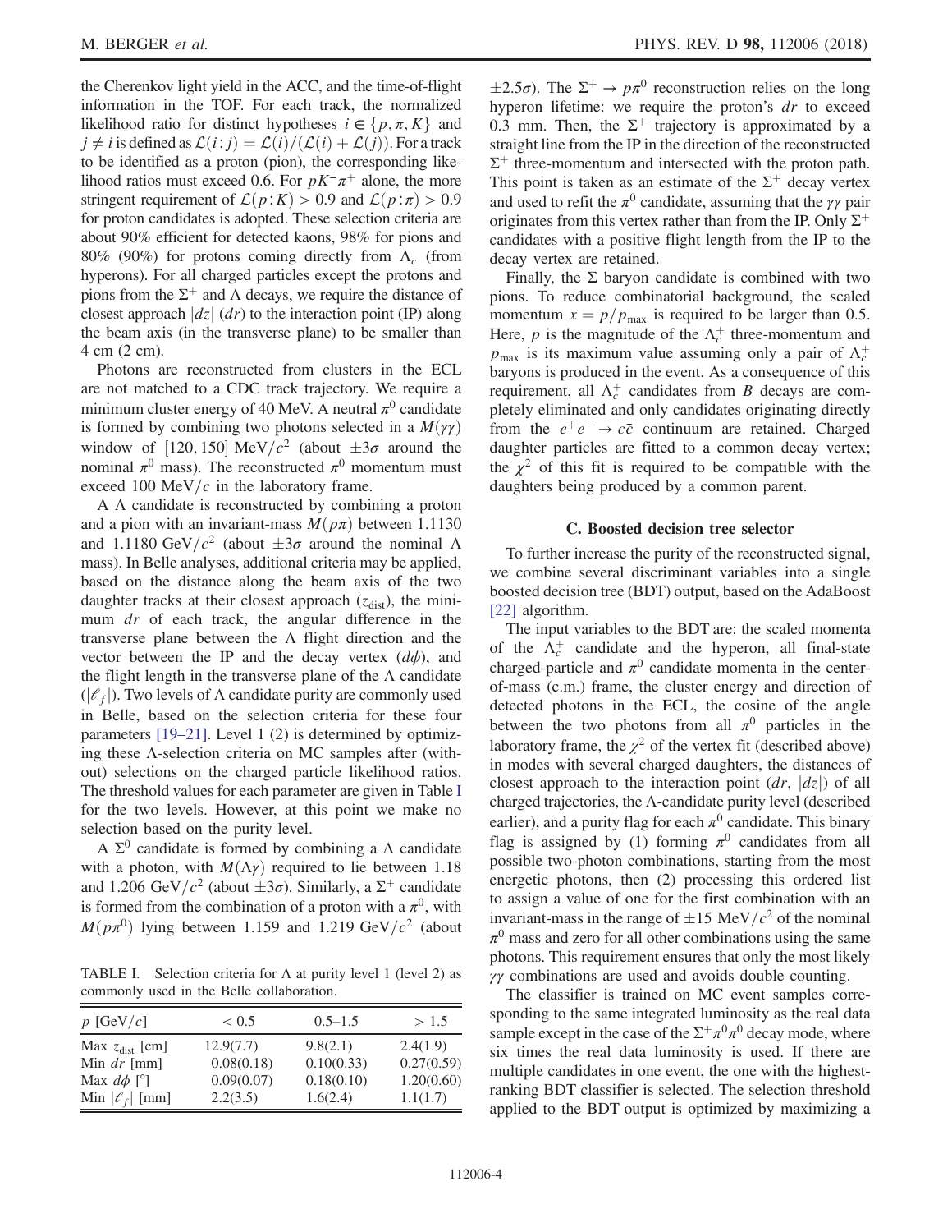the Cherenkov light yield in the ACC, and the time-of-flight information in the TOF. For each track, the normalized likelihood ratio for distinct hypotheses $i \in \{p, \pi, K\}$ and $j \neq i$ is defined as $\mathcal{L}(i\!:\!j) = \mathcal{L}(i)/(\mathcal{L}(i) + \mathcal{L}(j))$. For a track to be identified as a proton (pion), the corresponding likelihood ratios must exceed 0.6. For $pK^-\pi^+$ alone, the more stringent requirement of $\mathcal{L}(p\!:\!K) > 0.9$ and $\mathcal{L}(p\!:\!\pi) > 0.9$ for proton candidates is adopted. These selection criteria are about 90% efficient for detected kaons, 98% for pions and 80% (90%) for protons coming directly from $\Lambda_c$ (from hyperons). For all charged particles except the protons and pions from the $\Sigma^+$ and $\Lambda$ decays, we require the distance of closest approach $|dz|$ ($dr$) to the interaction point (IP) along the beam axis (in the transverse plane) to be smaller than 4 cm (2 cm).

Photons are reconstructed from clusters in the ECL are not matched to a CDC track trajectory. We require a minimum cluster energy of 40 MeV. A neutral $\pi^0$ candidate is formed by combining two photons selected in a $M(\gamma\gamma)$ window of $[120, 150]$ MeV/$c^2$ (about $\pm 3\sigma$ around the nominal $\pi^0$ mass). The reconstructed $\pi^0$ momentum must exceed 100 MeV/$c$ in the laboratory frame.

A $\Lambda$ candidate is reconstructed by combining a proton and a pion with an invariant-mass $M(p\pi)$ between 1.1130 and 1.1180 GeV/$c^2$ (about $\pm 3\sigma$ around the nominal $\Lambda$ mass). In Belle analyses, additional criteria may be applied, based on the distance along the beam axis of the two daughter tracks at their closest approach ($z_{\text{dist}}$), the minimum $dr$ of each track, the angular difference in the transverse plane between the $\Lambda$ flight direction and the vector between the IP and the decay vertex ($d\phi$), and the flight length in the transverse plane of the $\Lambda$ candidate ($|\ell_f|$). Two levels of $\Lambda$ candidate purity are commonly used in Belle, based on the selection criteria for these four parameters [19–21]. Level 1 (2) is determined by optimizing these $\Lambda$-selection criteria on MC samples after (without) selections on the charged particle likelihood ratios. The threshold values for each parameter are given in Table I for the two levels. However, at this point we make no selection based on the purity level.

A $\Sigma^0$ candidate is formed by combining a $\Lambda$ candidate with a photon, with $M(\Lambda\gamma)$ required to lie between 1.18 and 1.206 GeV/$c^2$ (about $\pm 3\sigma$). Similarly, a $\Sigma^+$ candidate is formed from the combination of a proton with a $\pi^0$, with $M(p\pi^0)$ lying between 1.159 and 1.219 GeV/$c^2$ (about $\pm 2.5\sigma$). The $\Sigma^+ \to p\pi^0$ reconstruction relies on the long hyperon lifetime: we require the proton's $dr$ to exceed 0.3 mm. Then, the $\Sigma^+$ trajectory is approximated by a straight line from the IP in the direction of the reconstructed $\Sigma^+$ three-momentum and intersected with the proton path. This point is taken as an estimate of the $\Sigma^+$ decay vertex and used to refit the $\pi^0$ candidate, assuming that the $\gamma\gamma$ pair originates from this vertex rather than from the IP. Only $\Sigma^+$ candidates with a positive flight length from the IP to the decay vertex are retained.

TABLE I. Selection criteria for $\Lambda$ at purity level 1 (level 2) as commonly used in the Belle collaboration.

| $p$ [GeV/$c$] | $< 0.5$ | 0.5–1.5 | $> 1.5$ |
|---|---|---|---|
| Max $z_{\text{dist}}$ [cm] | 12.9(7.7) | 9.8(2.1) | 2.4(1.9) |
| Min $dr$ [mm] | 0.08(0.18) | 0.10(0.33) | 0.27(0.59) |
| Max $d\phi$ [°] | 0.09(0.07) | 0.18(0.10) | 1.20(0.60) |
| Min $|\ell_f|$ [mm] | 2.2(3.5) | 1.6(2.4) | 1.1(1.7) |

Finally, the $\Sigma$ baryon candidate is combined with two pions. To reduce combinatorial background, the scaled momentum $x = p/p_{\text{max}}$ is required to be larger than 0.5. Here, $p$ is the magnitude of the $\Lambda_c^+$ three-momentum and $p_{\text{max}}$ is its maximum value assuming only a pair of $\Lambda_c^+$ baryons is produced in the event. As a consequence of this requirement, all $\Lambda_c^+$ candidates from $B$ decays are completely eliminated and only candidates originating directly from the $e^+e^- \to c\bar{c}$ continuum are retained. Charged daughter particles are fitted to a common decay vertex; the $\chi^2$ of this fit is required to be compatible with the daughters being produced by a common parent.

### C. Boosted decision tree selector

To further increase the purity of the reconstructed signal, we combine several discriminant variables into a single boosted decision tree (BDT) output, based on the AdaBoost [22] algorithm.

The input variables to the BDT are: the scaled momenta of the $\Lambda_c^+$ candidate and the hyperon, all final-state charged-particle and $\pi^0$ candidate momenta in the center-of-mass (c.m.) frame, the cluster energy and direction of detected photons in the ECL, the cosine of the angle between the two photons from all $\pi^0$ particles in the laboratory frame, the $\chi^2$ of the vertex fit (described above) in modes with several charged daughters, the distances of closest approach to the interaction point ($dr$, $|dz|$) of all charged trajectories, the $\Lambda$-candidate purity level (described earlier), and a purity flag for each $\pi^0$ candidate. This binary flag is assigned by (1) forming $\pi^0$ candidates from all possible two-photon combinations, starting from the most energetic photons, then (2) processing this ordered list to assign a value of one for the first combination with an invariant-mass in the range of $\pm 15$ MeV/$c^2$ of the nominal $\pi^0$ mass and zero for all other combinations using the same photons. This requirement ensures that only the most likely $\gamma\gamma$ combinations are used and avoids double counting.

The classifier is trained on MC event samples corresponding to the same integrated luminosity as the real data sample except in the case of the $\Sigma^+\pi^0\pi^0$ decay mode, where six times the real data luminosity is used. If there are multiple candidates in one event, the one with the highest-ranking BDT classifier is selected. The selection threshold applied to the BDT output is optimized by maximizing a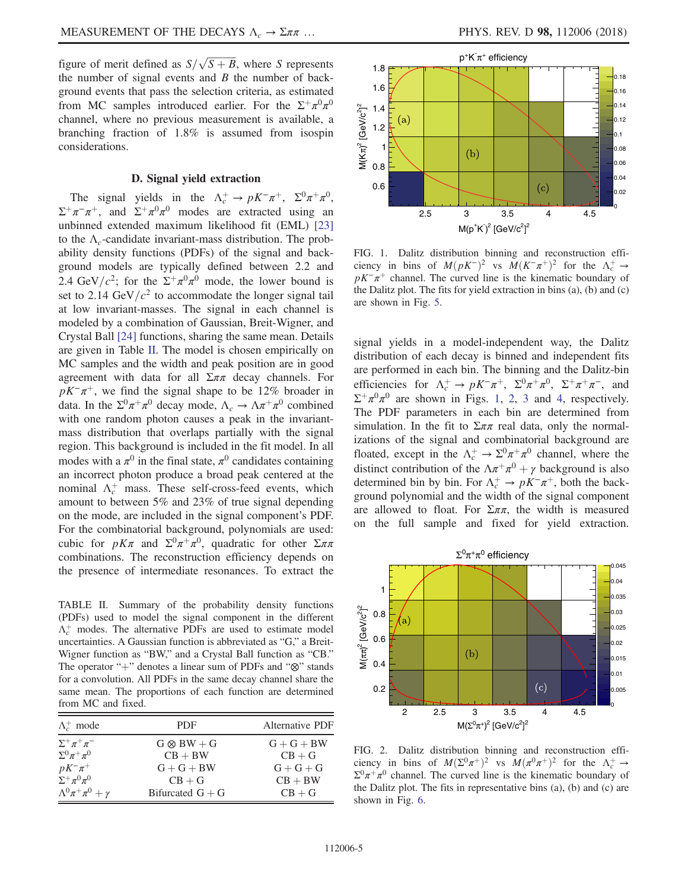figure of merit defined as $S/\sqrt{S+B}$, where $S$ represents the number of signal events and $B$ the number of background events that pass the selection criteria, as estimated from MC samples introduced earlier. For the $\Sigma^+\pi^0\pi^0$ channel, where no previous measurement is available, a branching fraction of 1.8% is assumed from isospin considerations.

### D. Signal yield extraction

The signal yields in the $\Lambda_c^+ \to pK^-\pi^+$, $\Sigma^0\pi^+\pi^0$, $\Sigma^+\pi^-\pi^+$, and $\Sigma^+\pi^0\pi^0$ modes are extracted using an unbinned extended maximum likelihood fit (EML) [23] to the $\Lambda_c$-candidate invariant-mass distribution. The probability density functions (PDFs) of the signal and background models are typically defined between 2.2 and 2.4 GeV$/c^2$; for the $\Sigma^+\pi^0\pi^0$ mode, the lower bound is set to 2.14 GeV$/c^2$ to accommodate the longer signal tail at low invariant-masses. The signal in each channel is modeled by a combination of Gaussian, Breit-Wigner, and Crystal Ball [24] functions, sharing the same mean. Details are given in Table II. The model is chosen empirically on MC samples and the width and peak position are in good agreement with data for all $\Sigma\pi\pi$ decay channels. For $pK^-\pi^+$, we find the signal shape to be 12% broader in data. In the $\Sigma^0\pi^+\pi^0$ decay mode, $\Lambda_c \to \Lambda\pi^+\pi^0$ combined with one random photon causes a peak in the invariant-mass distribution that overlaps partially with the signal region. This background is included in the fit model. In all modes with a $\pi^0$ in the final state, $\pi^0$ candidates containing an incorrect photon produce a broad peak centered at the nominal $\Lambda_c^+$ mass. These self-cross-feed events, which amount to between 5% and 23% of true signal depending on the mode, are included in the signal component's PDF. For the combinatorial background, polynomials are used: cubic for $pK\pi$ and $\Sigma^0\pi^+\pi^0$, quadratic for other $\Sigma\pi\pi$ combinations. The reconstruction efficiency depends on the presence of intermediate resonances. To extract the signal yields in a model-independent way, the Dalitz distribution of each decay is binned and independent fits are performed in each bin. The binning and the Dalitz-bin efficiencies for $\Lambda_c^+ \to pK^-\pi^+$, $\Sigma^0\pi^+\pi^0$, $\Sigma^+\pi^+\pi^-$, and $\Sigma^+\pi^0\pi^0$ are shown in Figs. 1, 2, 3 and 4, respectively. The PDF parameters in each bin are determined from simulation. In the fit to $\Sigma\pi\pi$ real data, only the normalizations of the signal and combinatorial background are floated, except in the $\Lambda_c^+ \to \Sigma^0\pi^+\pi^0$ channel, where the distinct contribution of the $\Lambda\pi^+\pi^0 + \gamma$ background is also determined bin by bin. For $\Lambda_c^+ \to pK^-\pi^+$, both the background polynomial and the width of the signal component are allowed to float. For $\Sigma\pi\pi$, the width is measured on the full sample and fixed for yield extraction.

TABLE II. Summary of the probability density functions (PDFs) used to model the signal component in the different $\Lambda_c^+$ modes. The alternative PDFs are used to estimate model uncertainties. A Gaussian function is abbreviated as "G," a Breit-Wigner function as "BW," and a Crystal Ball function as "CB." The operator "+" denotes a linear sum of PDFs and "$\otimes$" stands for a convolution. All PDFs in the same decay channel share the same mean. The proportions of each function are determined from MC and fixed.

| $\Lambda_c^+$ mode | PDF | Alternative PDF |
|---|---|---|
| $\Sigma^+\pi^+\pi^-$ | $\mathrm{G} \otimes \mathrm{BW} + \mathrm{G}$ | $\mathrm{G} + \mathrm{G} + \mathrm{BW}$ |
| $\Sigma^0\pi^+\pi^0$ | $\mathrm{CB} + \mathrm{BW}$ | $\mathrm{CB} + \mathrm{G}$ |
| $pK^-\pi^+$ | $\mathrm{G} + \mathrm{G} + \mathrm{BW}$ | $\mathrm{G} + \mathrm{G} + \mathrm{G}$ |
| $\Sigma^+\pi^0\pi^0$ | $\mathrm{CB} + \mathrm{G}$ | $\mathrm{CB} + \mathrm{BW}$ |
| $\Lambda^0\pi^+\pi^0 + \gamma$ | Bifurcated $\mathrm{G} + \mathrm{G}$ | $\mathrm{CB} + \mathrm{G}$ |

FIG. 1. Dalitz distribution binning and reconstruction efficiency in bins of $M(pK^-)^2$ vs $M(K^-\pi^+)^2$ for the $\Lambda_c^+ \to pK^-\pi^+$ channel. The curved line is the kinematic boundary of the Dalitz plot. The fits for yield extraction in bins (a), (b) and (c) are shown in Fig. 5.

FIG. 2. Dalitz distribution binning and reconstruction efficiency in bins of $M(\Sigma^0\pi^+)^2$ vs $M(\pi^0\pi^+)^2$ for the $\Lambda_c^+ \to \Sigma^0\pi^+\pi^0$ channel. The curved line is the kinematic boundary of the Dalitz plot. The fits in representative bins (a), (b) and (c) are shown in Fig. 6.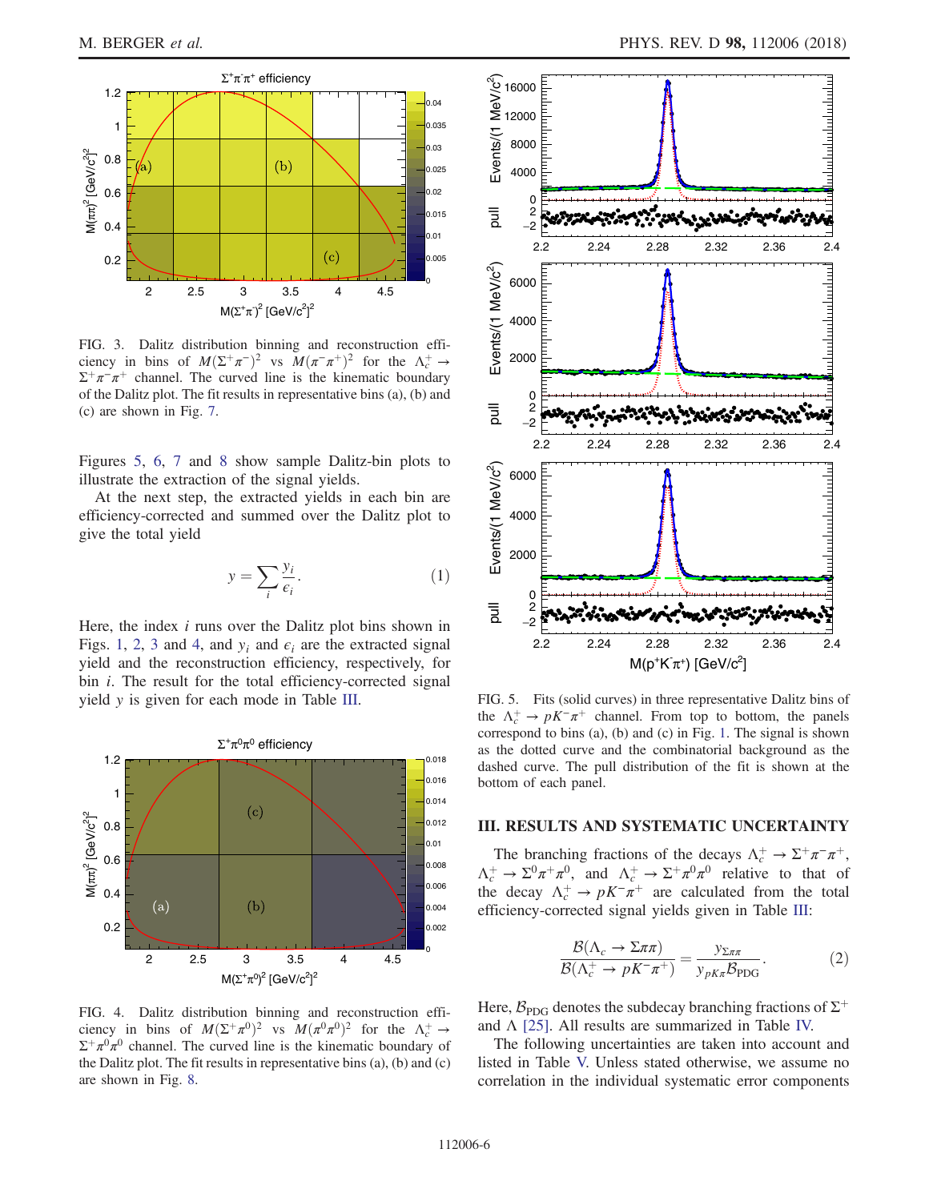FIG. 3. Dalitz distribution binning and reconstruction efficiency in bins of $M(\Sigma^+\pi^-)^2$ vs $M(\pi^-\pi^+)^2$ for the $\Lambda_c^+ \to \Sigma^+\pi^-\pi^+$ channel. The curved line is the kinematic boundary of the Dalitz plot. The fit results in representative bins (a), (b) and (c) are shown in Fig. 7.

Figures 5, 6, 7 and 8 show sample Dalitz-bin plots to illustrate the extraction of the signal yields.

At the next step, the extracted yields in each bin are efficiency-corrected and summed over the Dalitz plot to give the total yield

$$y = \sum_i \frac{y_i}{\epsilon_i}. \tag{1}$$

Here, the index $i$ runs over the Dalitz plot bins shown in Figs. 1, 2, 3 and 4, and $y_i$ and $\epsilon_i$ are the extracted signal yield and the reconstruction efficiency, respectively, for bin $i$. The result for the total efficiency-corrected signal yield $y$ is given for each mode in Table III.

FIG. 4. Dalitz distribution binning and reconstruction efficiency in bins of $M(\Sigma^+\pi^0)^2$ vs $M(\pi^0\pi^0)^2$ for the $\Lambda_c^+ \to \Sigma^+\pi^0\pi^0$ channel. The curved line is the kinematic boundary of the Dalitz plot. The fit results in representative bins (a), (b) and (c) are shown in Fig. 8.

FIG. 5. Fits (solid curves) in three representative Dalitz bins of the $\Lambda_c^+ \to pK^-\pi^+$ channel. From top to bottom, the panels correspond to bins (a), (b) and (c) in Fig. 1. The signal is shown as the dotted curve and the combinatorial background as the dashed curve. The pull distribution of the fit is shown at the bottom of each panel.

## III. RESULTS AND SYSTEMATIC UNCERTAINTY

The branching fractions of the decays $\Lambda_c^+ \to \Sigma^+\pi^-\pi^+$, $\Lambda_c^+ \to \Sigma^0\pi^+\pi^0$, and $\Lambda_c^+ \to \Sigma^+\pi^0\pi^0$ relative to that of the decay $\Lambda_c^+ \to pK^-\pi^+$ are calculated from the total efficiency-corrected signal yields given in Table III:

$$\frac{\mathcal{B}(\Lambda_c \to \Sigma\pi\pi)}{\mathcal{B}(\Lambda_c^+ \to pK^-\pi^+)} = \frac{y_{\Sigma\pi\pi}}{y_{pK\pi}\mathcal{B}_{\mathrm{PDG}}}. \tag{2}$$

Here, $\mathcal{B}_{\mathrm{PDG}}$ denotes the subdecay branching fractions of $\Sigma^+$ and $\Lambda$ [25]. All results are summarized in Table IV.

The following uncertainties are taken into account and listed in Table V. Unless stated otherwise, we assume no correlation in the individual systematic error components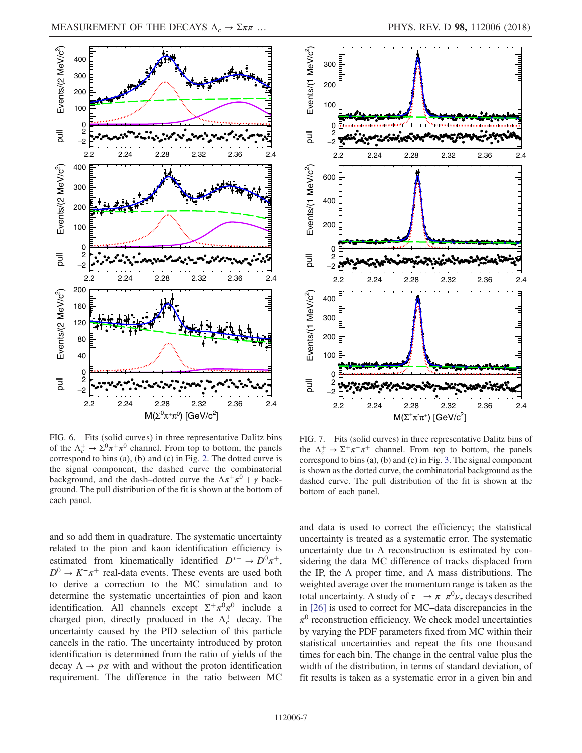FIG. 6. Fits (solid curves) in three representative Dalitz bins of the $\Lambda_c^+ \to \Sigma^0\pi^+\pi^0$ channel. From top to bottom, the panels correspond to bins (a), (b) and (c) in Fig. 2. The dotted curve is the signal component, the dashed curve the combinatorial background, and the dash–dotted curve the $\Lambda\pi^+\pi^0 + \gamma$ background. The pull distribution of the fit is shown at the bottom of each panel.

FIG. 7. Fits (solid curves) in three representative Dalitz bins of the $\Lambda_c^+ \to \Sigma^+\pi^-\pi^+$ channel. From top to bottom, the panels correspond to bins (a), (b) and (c) in Fig. 3. The signal component is shown as the dotted curve, the combinatorial background as the dashed curve. The pull distribution of the fit is shown at the bottom of each panel.

and so add them in quadrature. The systematic uncertainty related to the pion and kaon identification efficiency is estimated from kinematically identified $D^{*+} \to D^0\pi^+$, $D^0 \to K^-\pi^+$ real-data events. These events are used both to derive a correction to the MC simulation and to determine the systematic uncertainties of pion and kaon identification. All channels except $\Sigma^+\pi^0\pi^0$ include a charged pion, directly produced in the $\Lambda_c^+$ decay. The uncertainty caused by the PID selection of this particle cancels in the ratio. The uncertainty introduced by proton identification is determined from the ratio of yields of the decay $\Lambda \to p\pi$ with and without the proton identification requirement. The difference in the ratio between MC and data is used to correct the efficiency; the statistical uncertainty is treated as a systematic error. The systematic uncertainty due to $\Lambda$ reconstruction is estimated by considering the data–MC difference of tracks displaced from the IP, the $\Lambda$ proper time, and $\Lambda$ mass distributions. The weighted average over the momentum range is taken as the total uncertainty. A study of $\tau^- \to \pi^-\pi^0\nu_\tau$ decays described in [26] is used to correct for MC–data discrepancies in the $\pi^0$ reconstruction efficiency. We check model uncertainties by varying the PDF parameters fixed from MC within their statistical uncertainties and repeat the fits one thousand times for each bin. The change in the central value plus the width of the distribution, in terms of standard deviation, of fit results is taken as a systematic error in a given bin and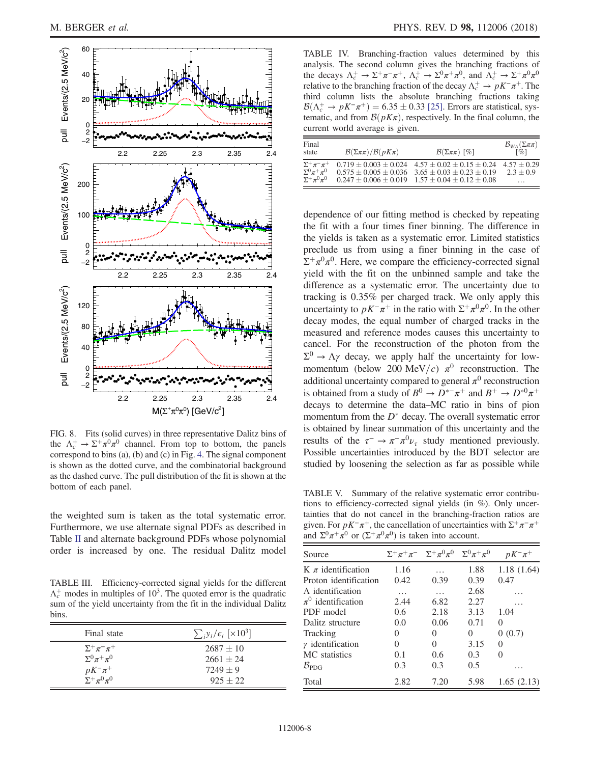FIG. 8. Fits (solid curves) in three representative Dalitz bins of the $\Lambda_c^+ \to \Sigma^+\pi^0\pi^0$ channel. From top to bottom, the panels correspond to bins (a), (b) and (c) in Fig. 4. The signal component is shown as the dotted curve, and the combinatorial background as the dashed curve. The pull distribution of the fit is shown at the bottom of each panel.

the weighted sum is taken as the total systematic error. Furthermore, we use alternate signal PDFs as described in Table II and alternate background PDFs whose polynomial order is increased by one. The residual Dalitz model

TABLE III. Efficiency-corrected signal yields for the different $\Lambda_c^+$ modes in multiples of $10^3$. The quoted error is the quadratic sum of the yield uncertainty from the fit in the individual Dalitz bins.

| Final state | $\sum_i y_i/\epsilon_i$ [$\times 10^3$] |
|---|---|
| $\Sigma^+\pi^-\pi^+$ | $2687 \pm 10$ |
| $\Sigma^0\pi^+\pi^0$ | $2661 \pm 24$ |
| $pK^-\pi^+$ | $7249 \pm 9$ |
| $\Sigma^+\pi^0\pi^0$ | $925 \pm 22$ |

TABLE IV. Branching-fraction values determined by this analysis. The second column gives the branching fractions of the decays $\Lambda_c^+ \to \Sigma^+\pi^-\pi^+$, $\Lambda_c^+ \to \Sigma^0\pi^+\pi^0$, and $\Lambda_c^+ \to \Sigma^+\pi^0\pi^0$ relative to the branching fraction of the decay $\Lambda_c^+ \to pK^-\pi^+$. The third column lists the absolute branching fractions taking $\mathcal{B}(\Lambda_c^+ \to pK^-\pi^+) = 6.35 \pm 0.33$ [25]. Errors are statistical, systematic, and from $\mathcal{B}(pK\pi)$, respectively. In the final column, the current world average is given.

| Final state | $\mathcal{B}(\Sigma\pi\pi)/\mathcal{B}(pK\pi)$ | $\mathcal{B}(\Sigma\pi\pi)$ [%] | $\mathcal{B}_{WA}(\Sigma\pi\pi)$ [%] |
|---|---|---|---|
| $\Sigma^+\pi^-\pi^+$ | $0.719 \pm 0.003 \pm 0.024$ | $4.57 \pm 0.02 \pm 0.15 \pm 0.24$ | $4.57 \pm 0.29$ |
| $\Sigma^0\pi^+\pi^0$ | $0.575 \pm 0.005 \pm 0.036$ | $3.65 \pm 0.03 \pm 0.23 \pm 0.19$ | $2.3 \pm 0.9$ |
| $\Sigma^+\pi^0\pi^0$ | $0.247 \pm 0.006 \pm 0.019$ | $1.57 \pm 0.04 \pm 0.12 \pm 0.08$ | … |

dependence of our fitting method is checked by repeating the fit with a four times finer binning. The difference in the yields is taken as a systematic error. Limited statistics preclude us from using a finer binning in the case of $\Sigma^+\pi^0\pi^0$. Here, we compare the efficiency-corrected signal yield with the fit on the unbinned sample and take the difference as a systematic error. The uncertainty due to tracking is 0.35% per charged track. We only apply this uncertainty to $pK^-\pi^+$ in the ratio with $\Sigma^+\pi^0\pi^0$. In the other decay modes, the equal number of charged tracks in the measured and reference modes causes this uncertainty to cancel. For the reconstruction of the photon from the $\Sigma^0 \to \Lambda\gamma$ decay, we apply half the uncertainty for low-momentum (below 200 MeV/$c$) $\pi^0$ reconstruction. The additional uncertainty compared to general $\pi^0$ reconstruction is obtained from a study of $B^0 \to D^{*-}\pi^+$ and $B^+ \to D^{*0}\pi^+$ decays to determine the data–MC ratio in bins of pion momentum from the $D^*$ decay. The overall systematic error is obtained by linear summation of this uncertainty and the results of the $\tau^- \to \pi^-\pi^0\nu_\tau$ study mentioned previously. Possible uncertainties introduced by the BDT selector are studied by loosening the selection as far as possible while

TABLE V. Summary of the relative systematic error contributions to efficiency-corrected signal yields (in %). Only uncertainties that do not cancel in the branching-fraction ratios are given. For $pK^-\pi^+$, the cancellation of uncertainties with $\Sigma^+\pi^-\pi^+$ and $\Sigma^0\pi^+\pi^0$ or ($\Sigma^+\pi^0\pi^0$) is taken into account.

| Source | $\Sigma^+\pi^+\pi^-$ | $\Sigma^+\pi^0\pi^0$ | $\Sigma^0\pi^+\pi^0$ | $pK^-\pi^+$ |
|---|---|---|---|---|
| K $\pi$ identification | 1.16 | … | 1.88 | 1.18 (1.64) |
| Proton identification | 0.42 | 0.39 | 0.39 | 0.47 |
| $\Lambda$ identification | … | … | 2.68 | … |
| $\pi^0$ identification | 2.44 | 6.82 | 2.27 | … |
| PDF model | 0.6 | 2.18 | 3.13 | 1.04 |
| Dalitz structure | 0.0 | 0.06 | 0.71 | 0 |
| Tracking | 0 | 0 | 0 | 0 (0.7) |
| $\gamma$ identification | 0 | 0 | 3.15 | 0 |
| MC statistics | 0.1 | 0.6 | 0.3 | 0 |
| $\mathcal{B}_{\mathrm{PDG}}$ | 0.3 | 0.3 | 0.5 | … |
| Total | 2.82 | 7.20 | 5.98 | 1.65 (2.13) |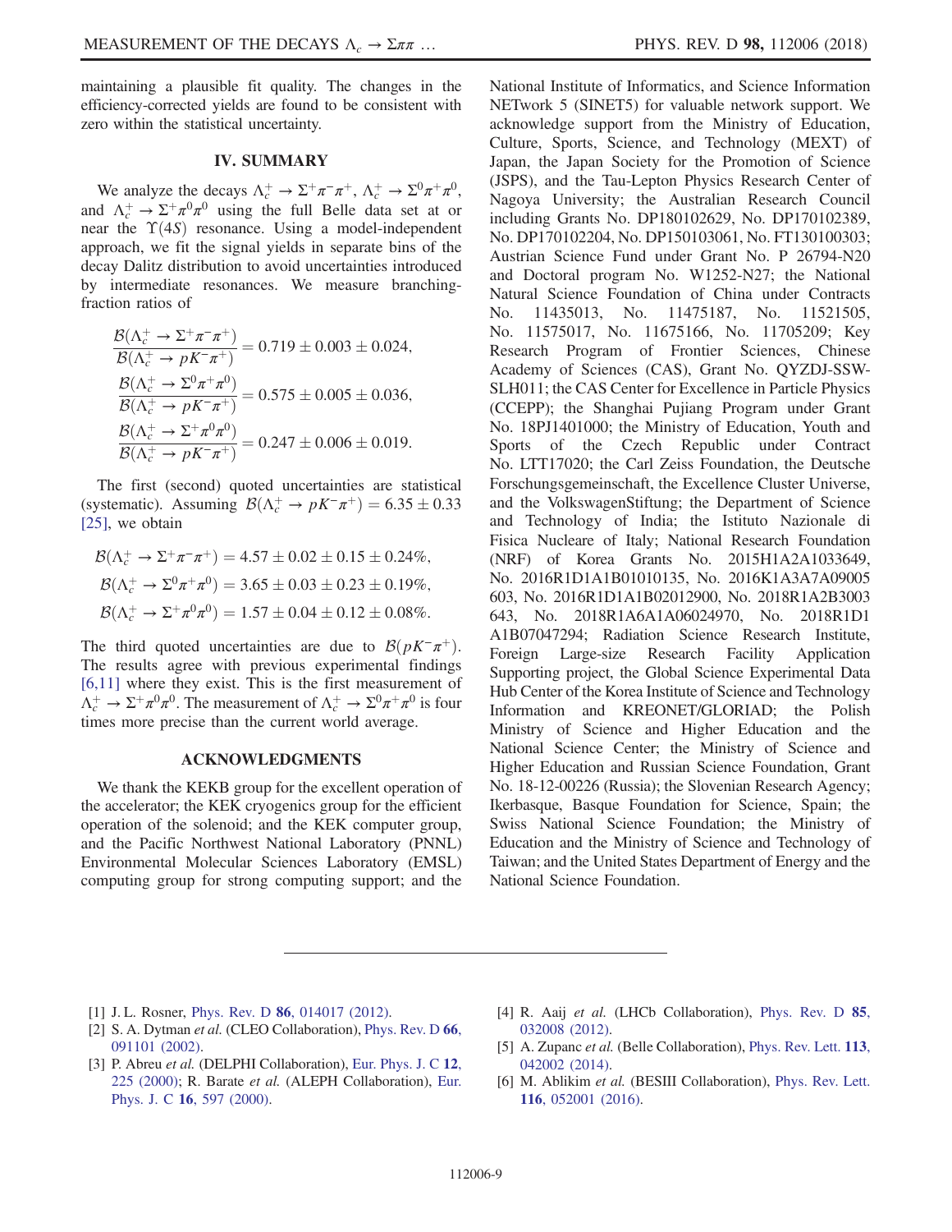maintaining a plausible fit quality. The changes in the efficiency-corrected yields are found to be consistent with zero within the statistical uncertainty.

## IV. SUMMARY

We analyze the decays $\Lambda_c^+ \to \Sigma^+\pi^-\pi^+$, $\Lambda_c^+ \to \Sigma^0\pi^+\pi^0$, and $\Lambda_c^+ \to \Sigma^+\pi^0\pi^0$ using the full Belle data set at or near the $\Upsilon(4S)$ resonance. Using a model-independent approach, we fit the signal yields in separate bins of the decay Dalitz distribution to avoid uncertainties introduced by intermediate resonances. We measure branching-fraction ratios of

$$\frac{\mathcal{B}(\Lambda_c^+ \to \Sigma^+\pi^-\pi^+)}{\mathcal{B}(\Lambda_c^+ \to pK^-\pi^+)} = 0.719 \pm 0.003 \pm 0.024,$$

$$\frac{\mathcal{B}(\Lambda_c^+ \to \Sigma^0\pi^+\pi^0)}{\mathcal{B}(\Lambda_c^+ \to pK^-\pi^+)} = 0.575 \pm 0.005 \pm 0.036,$$

$$\frac{\mathcal{B}(\Lambda_c^+ \to \Sigma^+\pi^0\pi^0)}{\mathcal{B}(\Lambda_c^+ \to pK^-\pi^+)} = 0.247 \pm 0.006 \pm 0.019.$$

The first (second) quoted uncertainties are statistical (systematic). Assuming $\mathcal{B}(\Lambda_c^+ \to pK^-\pi^+) = 6.35 \pm 0.33$ [25], we obtain

$$\mathcal{B}(\Lambda_c^+ \to \Sigma^+\pi^-\pi^+) = 4.57 \pm 0.02 \pm 0.15 \pm 0.24\%,$$

$$\mathcal{B}(\Lambda_c^+ \to \Sigma^0\pi^+\pi^0) = 3.65 \pm 0.03 \pm 0.23 \pm 0.19\%,$$

$$\mathcal{B}(\Lambda_c^+ \to \Sigma^+\pi^0\pi^0) = 1.57 \pm 0.04 \pm 0.12 \pm 0.08\%.$$

The third quoted uncertainties are due to $\mathcal{B}(pK^-\pi^+)$. The results agree with previous experimental findings [6,11] where they exist. This is the first measurement of $\Lambda_c^+ \to \Sigma^+\pi^0\pi^0$. The measurement of $\Lambda_c^+ \to \Sigma^0\pi^+\pi^0$ is four times more precise than the current world average.

## ACKNOWLEDGMENTS

We thank the KEKB group for the excellent operation of the accelerator; the KEK cryogenics group for the efficient operation of the solenoid; and the KEK computer group, and the Pacific Northwest National Laboratory (PNNL) Environmental Molecular Sciences Laboratory (EMSL) computing group for strong computing support; and the National Institute of Informatics, and Science Information NETwork 5 (SINET5) for valuable network support. We acknowledge support from the Ministry of Education, Culture, Sports, Science, and Technology (MEXT) of Japan, the Japan Society for the Promotion of Science (JSPS), and the Tau-Lepton Physics Research Center of Nagoya University; the Australian Research Council including Grants No. DP180102629, No. DP170102389, No. DP170102204, No. DP150103061, No. FT130100303; Austrian Science Fund under Grant No. P 26794-N20 and Doctoral program No. W1252-N27; the National Natural Science Foundation of China under Contracts No. 11435013, No. 11475187, No. 11521505, No. 11575017, No. 11675166, No. 11705209; Key Research Program of Frontier Sciences, Chinese Academy of Sciences (CAS), Grant No. QYZDJ-SSW-SLH011; the CAS Center for Excellence in Particle Physics (CCEPP); the Shanghai Pujiang Program under Grant No. 18PJ1401000; the Ministry of Education, Youth and Sports of the Czech Republic under Contract No. LTT17020; the Carl Zeiss Foundation, the Deutsche Forschungsgemeinschaft, the Excellence Cluster Universe, and the VolkswagenStiftung; the Department of Science and Technology of India; the Istituto Nazionale di Fisica Nucleare of Italy; National Research Foundation (NRF) of Korea Grants No. 2015H1A2A1033649, No. 2016R1D1A1B01010135, No. 2016K1A3A7A09005 603, No. 2016R1D1A1B02012900, No. 2018R1A2B3003 643, No. 2018R1A6A1A06024970, No. 2018R1D1 A1B07047294; Radiation Science Research Institute, Foreign Large-size Research Facility Application Supporting project, the Global Science Experimental Data Hub Center of the Korea Institute of Science and Technology Information and KREONET/GLORIAD; the Polish Ministry of Science and Higher Education and the National Science Center; the Ministry of Science and Higher Education and Russian Science Foundation, Grant No. 18-12-00226 (Russia); the Slovenian Research Agency; Ikerbasque, Basque Foundation for Science, Spain; the Swiss National Science Foundation; the Ministry of Education and the Ministry of Science and Technology of Taiwan; and the United States Department of Energy and the National Science Foundation.

---

[1] J. L. Rosner, Phys. Rev. D **86**, 014017 (2012).

[2] S. A. Dytman *et al.* (CLEO Collaboration), Phys. Rev. D **66**, 091101 (2002).

[3] P. Abreu *et al.* (DELPHI Collaboration), Eur. Phys. J. C **12**, 225 (2000); R. Barate *et al.* (ALEPH Collaboration), Eur. Phys. J. C **16**, 597 (2000).

[4] R. Aaij *et al.* (LHCb Collaboration), Phys. Rev. D **85**, 032008 (2012).

[5] A. Zupanc *et al.* (Belle Collaboration), Phys. Rev. Lett. **113**, 042002 (2014).

[6] M. Ablikim *et al.* (BESIII Collaboration), Phys. Rev. Lett. **116**, 052001 (2016).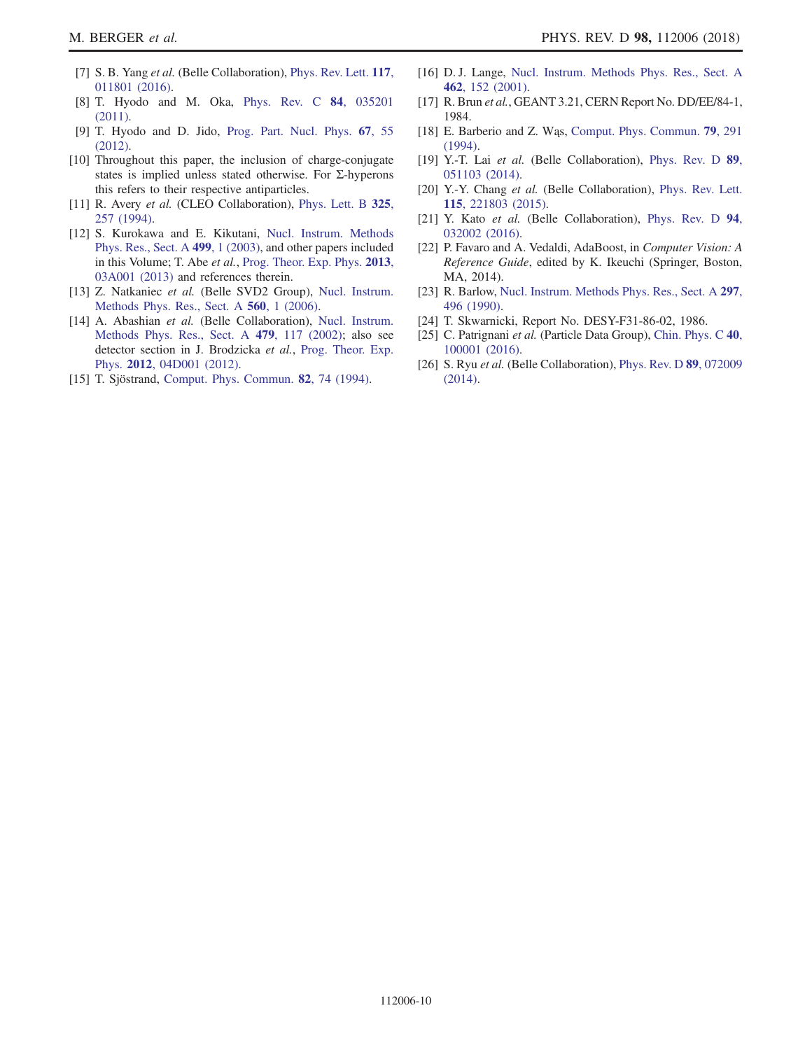[7] S. B. Yang *et al.* (Belle Collaboration), Phys. Rev. Lett. **117**, 011801 (2016).

[8] T. Hyodo and M. Oka, Phys. Rev. C **84**, 035201 (2011).

[9] T. Hyodo and D. Jido, Prog. Part. Nucl. Phys. **67**, 55 (2012).

[10] Throughout this paper, the inclusion of charge-conjugate states is implied unless stated otherwise. For Σ-hyperons this refers to their respective antiparticles.

[11] R. Avery *et al.* (CLEO Collaboration), Phys. Lett. B **325**, 257 (1994).

[12] S. Kurokawa and E. Kikutani, Nucl. Instrum. Methods Phys. Res., Sect. A **499**, 1 (2003), and other papers included in this Volume; T. Abe *et al.*, Prog. Theor. Exp. Phys. **2013**, 03A001 (2013) and references therein.

[13] Z. Natkaniec *et al.* (Belle SVD2 Group), Nucl. Instrum. Methods Phys. Res., Sect. A **560**, 1 (2006).

[14] A. Abashian *et al.* (Belle Collaboration), Nucl. Instrum. Methods Phys. Res., Sect. A **479**, 117 (2002); also see detector section in J. Brodzicka *et al.*, Prog. Theor. Exp. Phys. **2012**, 04D001 (2012).

[15] T. Sjöstrand, Comput. Phys. Commun. **82**, 74 (1994).

[16] D. J. Lange, Nucl. Instrum. Methods Phys. Res., Sect. A **462**, 152 (2001).

[17] R. Brun *et al.*, GEANT 3.21, CERN Report No. DD/EE/84-1, 1984.

[18] E. Barberio and Z. Wąs, Comput. Phys. Commun. **79**, 291 (1994).

[19] Y.-T. Lai *et al.* (Belle Collaboration), Phys. Rev. D **89**, 051103 (2014).

[20] Y.-Y. Chang *et al.* (Belle Collaboration), Phys. Rev. Lett. **115**, 221803 (2015).

[21] Y. Kato *et al.* (Belle Collaboration), Phys. Rev. D **94**, 032002 (2016).

[22] P. Favaro and A. Vedaldi, AdaBoost, in *Computer Vision: A Reference Guide*, edited by K. Ikeuchi (Springer, Boston, MA, 2014).

[23] R. Barlow, Nucl. Instrum. Methods Phys. Res., Sect. A **297**, 496 (1990).

[24] T. Skwarnicki, Report No. DESY-F31-86-02, 1986.

[25] C. Patrignani *et al.* (Particle Data Group), Chin. Phys. C **40**, 100001 (2016).

[26] S. Ryu *et al.* (Belle Collaboration), Phys. Rev. D **89**, 072009 (2014).